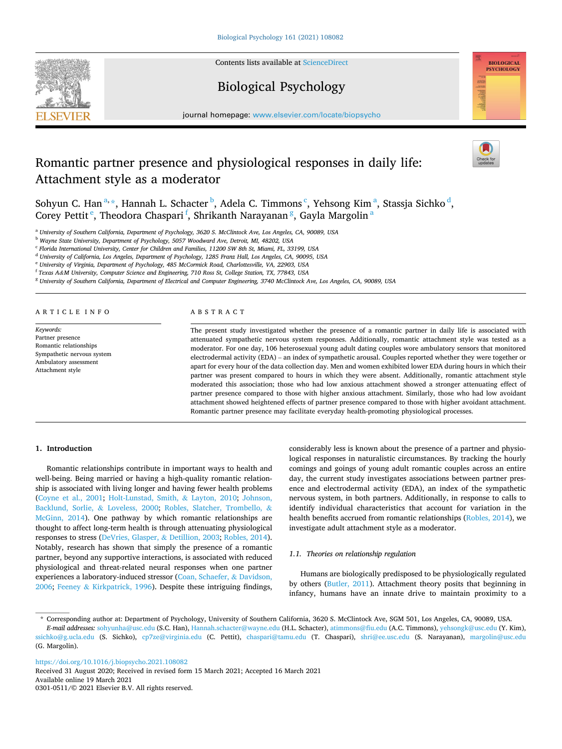# Romantic partner presence and physiological responses in daily life: Attachment style as a moderator

Sohyun C. Han[a,*], Hannah L. Schacter[b], Adela C. Timmons[c], Yehsong Kim[a], Stassja Sichko[d], Corey Pettit[e], Theodora Chaspari[f], Shrikanth Narayanan[g], Gayla Margolin[a]

[a] University of Southern California, Department of Psychology, 3620 S. McClintock Ave, Los Angeles, CA, 90089, USA
[b] Wayne State University, Department of Psychology, 5057 Woodward Ave, Detroit, MI, 48202, USA
[c] Florida International University, Center for Children and Families, 11200 SW 8th St, Miami, FL, 33199, USA
[d] University of California, Los Angeles, Department of Psychology, 1285 Franz Hall, Los Angeles, CA, 90095, USA
[e] University of Virginia, Department of Psychology, 485 McCormick Road, Charlottesville, VA, 22903, USA
[f] Texas A&M University, Computer Science and Engineering, 710 Ross St, College Station, TX, 77843, USA
[g] University of Southern California, Department of Electrical and Computer Engineering, 3740 McClintock Ave, Los Angeles, CA, 90089, USA

## ARTICLE INFO

*Keywords:*
Partner presence
Romantic relationships
Sympathetic nervous system
Ambulatory assessment
Attachment style

## ABSTRACT

The present study investigated whether the presence of a romantic partner in daily life is associated with attenuated sympathetic nervous system responses. Additionally, romantic attachment style was tested as a moderator. For one day, 106 heterosexual young adult dating couples wore ambulatory sensors that monitored electrodermal activity (EDA) – an index of sympathetic arousal. Couples reported whether they were together or apart for every hour of the data collection day. Men and women exhibited lower EDA during hours in which their partner was present compared to hours in which they were absent. Additionally, romantic attachment style moderated this association; those who had low anxious attachment showed a stronger attenuating effect of partner presence compared to those with higher anxious attachment. Similarly, those who had low avoidant attachment showed heightened effects of partner presence compared to those with higher avoidant attachment. Romantic partner presence may facilitate everyday health-promoting physiological processes.

## 1. Introduction

Romantic relationships contribute in important ways to health and well-being. Being married or having a high-quality romantic relationship is associated with living longer and having fewer health problems (Coyne et al., 2001; Holt-Lunstad, Smith, & Layton, 2010; Johnson, Backlund, Sorlie, & Loveless, 2000; Robles, Slatcher, Trombello, & McGinn, 2014). One pathway by which romantic relationships are thought to affect long-term health is through attenuating physiological responses to stress (DeVries, Glasper, & Detillion, 2003; Robles, 2014). Notably, research has shown that simply the presence of a romantic partner, beyond any supportive interactions, is associated with reduced physiological and threat-related neural responses when one partner experiences a laboratory-induced stressor (Coan, Schaefer, & Davidson, 2006; Feeney & Kirkpatrick, 1996). Despite these intriguing findings, considerably less is known about the presence of a partner and physiological responses in naturalistic circumstances. By tracking the hourly comings and goings of young adult romantic couples across an entire day, the current study investigates associations between partner presence and electrodermal activity (EDA), an index of the sympathetic nervous system, in both partners. Additionally, in response to calls to identify individual characteristics that account for variation in the health benefits accrued from romantic relationships (Robles, 2014), we investigate adult attachment style as a moderator.

### 1.1. Theories on relationship regulation

Humans are biologically predisposed to be physiologically regulated by others (Butler, 2011). Attachment theory posits that beginning in infancy, humans have an innate drive to maintain proximity to a

---

* Corresponding author at: Department of Psychology, University of Southern California, 3620 S. McClintock Ave, SGM 501, Los Angeles, CA, 90089, USA.
*E-mail addresses:* sohyunha@usc.edu (S.C. Han), Hannah.schacter@wayne.edu (H.L. Schacter), atimmons@fiu.edu (A.C. Timmons), yehsongk@usc.edu (Y. Kim), ssichko@g.ucla.edu (S. Sichko), cp7ze@virginia.edu (C. Pettit), chaspari@tamu.edu (T. Chaspari), shri@ee.usc.edu (S. Narayanan), margolin@usc.edu (G. Margolin).

https://doi.org/10.1016/j.biopsycho.2021.108082
Received 31 August 2020; Received in revised form 15 March 2021; Accepted 16 March 2021
Available online 19 March 2021
0301-0511/© 2021 Elsevier B.V. All rights reserved.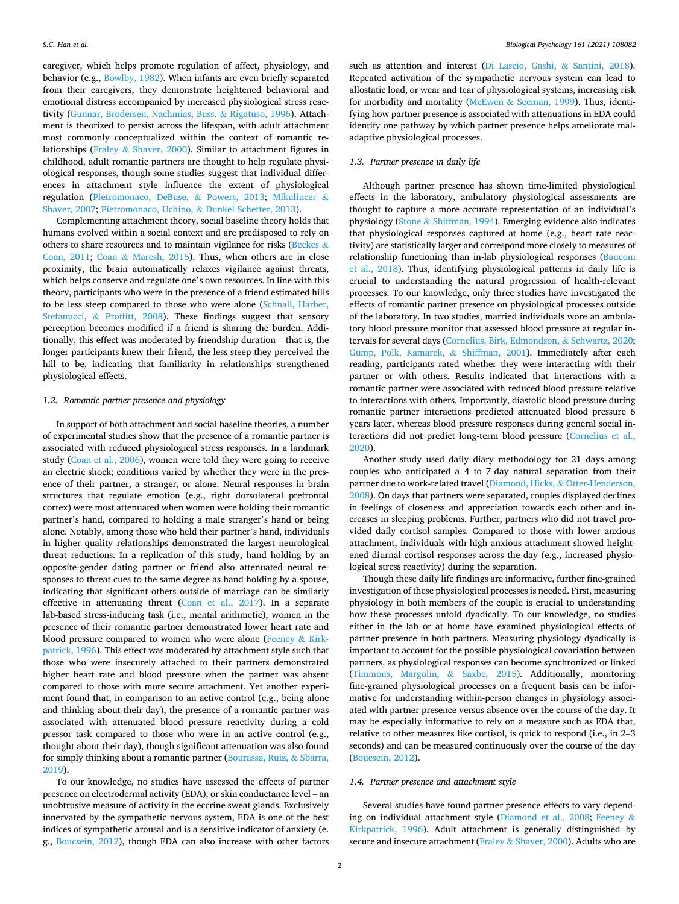caregiver, which helps promote regulation of affect, physiology, and behavior (e.g., Bowlby, 1982). When infants are even briefly separated from their caregivers, they demonstrate heightened behavioral and emotional distress accompanied by increased physiological stress reactivity (Gunnar, Brodersen, Nachmias, Buss, & Rigatuso, 1996). Attachment is theorized to persist across the lifespan, with adult attachment most commonly conceptualized within the context of romantic relationships (Fraley & Shaver, 2000). Similar to attachment figures in childhood, adult romantic partners are thought to help regulate physiological responses, though some studies suggest that individual differences in attachment style influence the extent of physiological regulation (Pietromonaco, DeBuse, & Powers, 2013; Mikulincer & Shaver, 2007; Pietromonaco, Uchino, & Dunkel Schetter, 2013).

Complementing attachment theory, social baseline theory holds that humans evolved within a social context and are predisposed to rely on others to share resources and to maintain vigilance for risks (Beckes & Coan, 2011; Coan & Maresh, 2015). Thus, when others are in close proximity, the brain automatically relaxes vigilance against threats, which helps conserve and regulate one's own resources. In line with this theory, participants who were in the presence of a friend estimated hills to be less steep compared to those who were alone (Schnall, Harber, Stefanucci, & Proffitt, 2008). These findings suggest that sensory perception becomes modified if a friend is sharing the burden. Additionally, this effect was moderated by friendship duration – that is, the longer participants knew their friend, the less steep they perceived the hill to be, indicating that familiarity in relationships strengthened physiological effects.

### 1.2. Romantic partner presence and physiology

In support of both attachment and social baseline theories, a number of experimental studies show that the presence of a romantic partner is associated with reduced physiological stress responses. In a landmark study (Coan et al., 2006), women were told they were going to receive an electric shock; conditions varied by whether they were in the presence of their partner, a stranger, or alone. Neural responses in brain structures that regulate emotion (e.g., right dorsolateral prefrontal cortex) were most attenuated when women were holding their romantic partner's hand, compared to holding a male stranger's hand or being alone. Notably, among those who held their partner's hand, individuals in higher quality relationships demonstrated the largest neurological threat reductions. In a replication of this study, hand holding by an opposite-gender dating partner or friend also attenuated neural responses to threat cues to the same degree as hand holding by a spouse, indicating that significant others outside of marriage can be similarly effective in attenuating threat (Coan et al., 2017). In a separate lab-based stress-inducing task (i.e., mental arithmetic), women in the presence of their romantic partner demonstrated lower heart rate and blood pressure compared to women who were alone (Feeney & Kirkpatrick, 1996). This effect was moderated by attachment style such that those who were insecurely attached to their partners demonstrated higher heart rate and blood pressure when the partner was absent compared to those with more secure attachment. Yet another experiment found that, in comparison to an active control (e.g., being alone and thinking about their day), the presence of a romantic partner was associated with attenuated blood pressure reactivity during a cold pressor task compared to those who were in an active control (e.g., thought about their day), though significant attenuation was also found for simply thinking about a romantic partner (Bourassa, Ruiz, & Sbarra, 2019).

To our knowledge, no studies have assessed the effects of partner presence on electrodermal activity (EDA), or skin conductance level – an unobtrusive measure of activity in the eccrine sweat glands. Exclusively innervated by the sympathetic nervous system, EDA is one of the best indices of sympathetic arousal and is a sensitive indicator of anxiety (e.g., Boucsein, 2012), though EDA can also increase with other factors such as attention and interest (Di Lascio, Gashi, & Santini, 2018). Repeated activation of the sympathetic nervous system can lead to allostatic load, or wear and tear of physiological systems, increasing risk for morbidity and mortality (McEwen & Seeman, 1999). Thus, identifying how partner presence is associated with attenuations in EDA could identify one pathway by which partner presence helps ameliorate maladaptive physiological processes.

### 1.3. Partner presence in daily life

Although partner presence has shown time-limited physiological effects in the laboratory, ambulatory physiological assessments are thought to capture a more accurate representation of an individual's physiology (Stone & Shiffman, 1994). Emerging evidence also indicates that physiological responses captured at home (e.g., heart rate reactivity) are statistically larger and correspond more closely to measures of relationship functioning than in-lab physiological responses (Baucom et al., 2018). Thus, identifying physiological patterns in daily life is crucial to understanding the natural progression of health-relevant processes. To our knowledge, only three studies have investigated the effects of romantic partner presence on physiological processes outside of the laboratory. In two studies, married individuals wore an ambulatory blood pressure monitor that assessed blood pressure at regular intervals for several days (Cornelius, Birk, Edmondson, & Schwartz, 2020; Gump, Polk, Kamarck, & Shiffman, 2001). Immediately after each reading, participants rated whether they were interacting with their partner or with others. Results indicated that interactions with a romantic partner were associated with reduced blood pressure relative to interactions with others. Importantly, diastolic blood pressure during romantic partner interactions predicted attenuated blood pressure 6 years later, whereas blood pressure responses during general social interactions did not predict long-term blood pressure (Cornelius et al., 2020).

Another study used daily diary methodology for 21 days among couples who anticipated a 4 to 7-day natural separation from their partner due to work-related travel (Diamond, Hicks, & Otter-Henderson, 2008). On days that partners were separated, couples displayed declines in feelings of closeness and appreciation towards each other and increases in sleeping problems. Further, partners who did not travel provided daily cortisol samples. Compared to those with lower anxious attachment, individuals with high anxious attachment showed heightened diurnal cortisol responses across the day (e.g., increased physiological stress reactivity) during the separation.

Though these daily life findings are informative, further fine-grained investigation of these physiological processes is needed. First, measuring physiology in both members of the couple is crucial to understanding how these processes unfold dyadically. To our knowledge, no studies either in the lab or at home have examined physiological effects of partner presence in both partners. Measuring physiology dyadically is important to account for the possible physiological covariation between partners, as physiological responses can become synchronized or linked (Timmons, Margolin, & Saxbe, 2015). Additionally, monitoring fine-grained physiological processes on a frequent basis can be informative for understanding within-person changes in physiology associated with partner presence versus absence over the course of the day. It may be especially informative to rely on a measure such as EDA that, relative to other measures like cortisol, is quick to respond (i.e., in 2–3 seconds) and can be measured continuously over the course of the day (Boucsein, 2012).

### 1.4. Partner presence and attachment style

Several studies have found partner presence effects to vary depending on individual attachment style (Diamond et al., 2008; Feeney & Kirkpatrick, 1996). Adult attachment is generally distinguished by secure and insecure attachment (Fraley & Shaver, 2000). Adults who are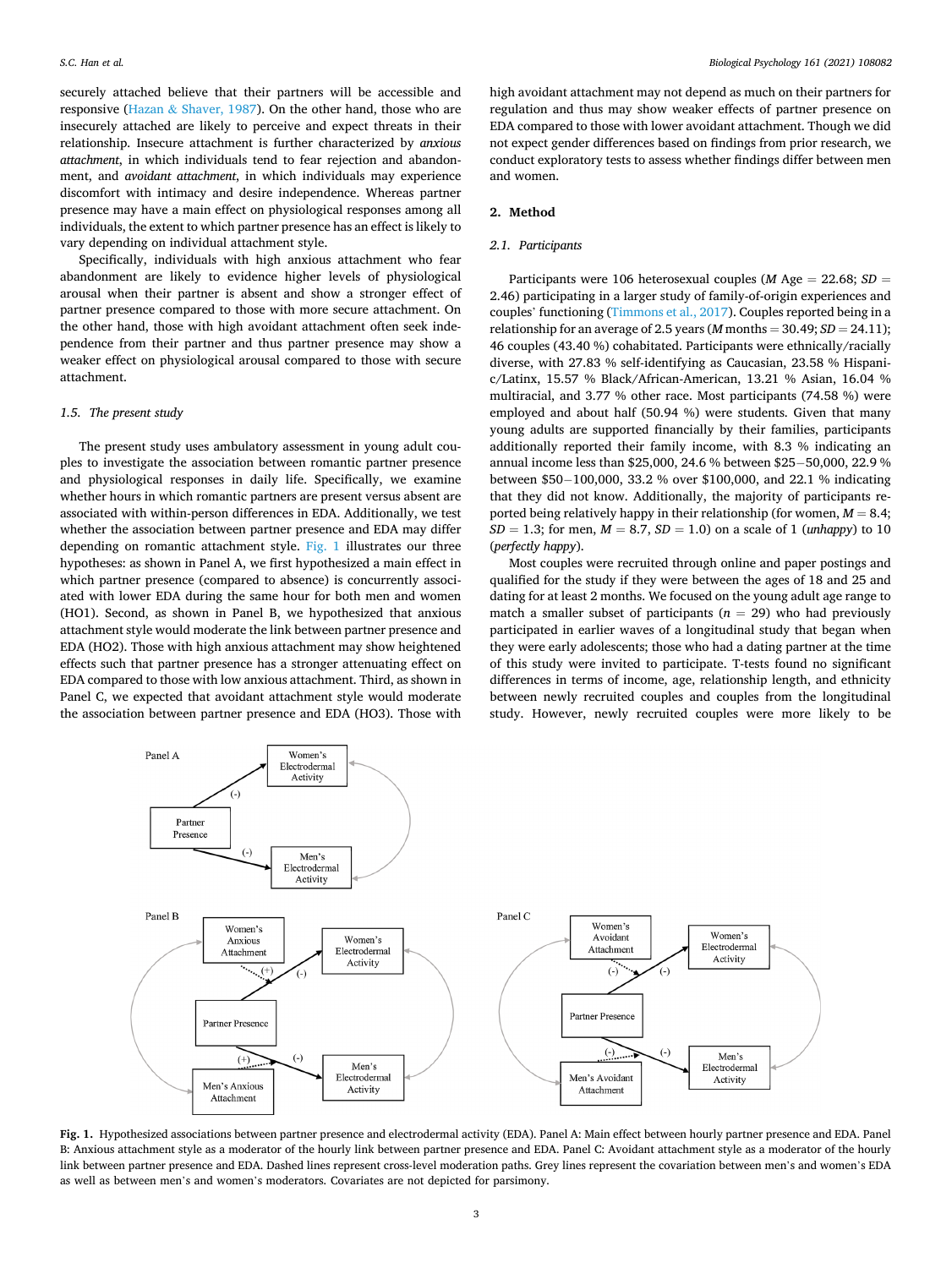securely attached believe that their partners will be accessible and responsive (Hazan & Shaver, 1987). On the other hand, those who are insecurely attached are likely to perceive and expect threats in their relationship. Insecure attachment is further characterized by *anxious attachment*, in which individuals tend to fear rejection and abandonment, and *avoidant attachment*, in which individuals may experience discomfort with intimacy and desire independence. Whereas partner presence may have a main effect on physiological responses among all individuals, the extent to which partner presence has an effect is likely to vary depending on individual attachment style.

Specifically, individuals with high anxious attachment who fear abandonment are likely to evidence higher levels of physiological arousal when their partner is absent and show a stronger effect of partner presence compared to those with more secure attachment. On the other hand, those with high avoidant attachment often seek independence from their partner and thus partner presence may show a weaker effect on physiological arousal compared to those with secure attachment.

### 1.5. The present study

The present study uses ambulatory assessment in young adult couples to investigate the association between romantic partner presence and physiological responses in daily life. Specifically, we examine whether hours in which romantic partners are present versus absent are associated with within-person differences in EDA. Additionally, we test whether the association between partner presence and EDA may differ depending on romantic attachment style. Fig. 1 illustrates our three hypotheses: as shown in Panel A, we first hypothesized a main effect in which partner presence (compared to absence) is concurrently associated with lower EDA during the same hour for both men and women (HO1). Second, as shown in Panel B, we hypothesized that anxious attachment style would moderate the link between partner presence and EDA (HO2). Those with high anxious attachment may show heightened effects such that partner presence has a stronger attenuating effect on EDA compared to those with low anxious attachment. Third, as shown in Panel C, we expected that avoidant attachment style would moderate the association between partner presence and EDA (HO3). Those with high avoidant attachment may not depend as much on their partners for regulation and thus may show weaker effects of partner presence on EDA compared to those with lower avoidant attachment. Though we did not expect gender differences based on findings from prior research, we conduct exploratory tests to assess whether findings differ between men and women.

## 2. Method

### 2.1. Participants

Participants were 106 heterosexual couples (*M* Age = 22.68; *SD* = 2.46) participating in a larger study of family-of-origin experiences and couples' functioning (Timmons et al., 2017). Couples reported being in a relationship for an average of 2.5 years (*M* months = 30.49; *SD* = 24.11); 46 couples (43.40 %) cohabitated. Participants were ethnically/racially diverse, with 27.83 % self-identifying as Caucasian, 23.58 % Hispanic/Latinx, 15.57 % Black/African-American, 13.21 % Asian, 16.04 % multiracial, and 3.77 % other race. Most participants (74.58 %) were employed and about half (50.94 %) were students. Given that many young adults are supported financially by their families, participants additionally reported their family income, with 8.3 % indicating an annual income less than $25,000, 24.6 % between $25−50,000, 22.9 % between $50−100,000, 33.2 % over $100,000, and 22.1 % indicating that they did not know. Additionally, the majority of participants reported being relatively happy in their relationship (for women, *M* = 8.4; *SD* = 1.3; for men, *M* = 8.7, *SD* = 1.0) on a scale of 1 (*unhappy*) to 10 (*perfectly happy*).

Most couples were recruited through online and paper postings and qualified for the study if they were between the ages of 18 and 25 and dating for at least 2 months. We focused on the young adult age range to match a smaller subset of participants (*n* = 29) who had previously participated in earlier waves of a longitudinal study that began when they were early adolescents; those who had a dating partner at the time of this study were invited to participate. T-tests found no significant differences in terms of income, age, relationship length, and ethnicity between newly recruited couples and couples from the longitudinal study. However, newly recruited couples were more likely to be

**Fig. 1.** Hypothesized associations between partner presence and electrodermal activity (EDA). Panel A: Main effect between hourly partner presence and EDA. Panel B: Anxious attachment style as a moderator of the hourly link between partner presence and EDA. Panel C: Avoidant attachment style as a moderator of the hourly link between partner presence and EDA. Dashed lines represent cross-level moderation paths. Grey lines represent the covariation between men's and women's EDA as well as between men's and women's moderators. Covariates are not depicted for parsimony.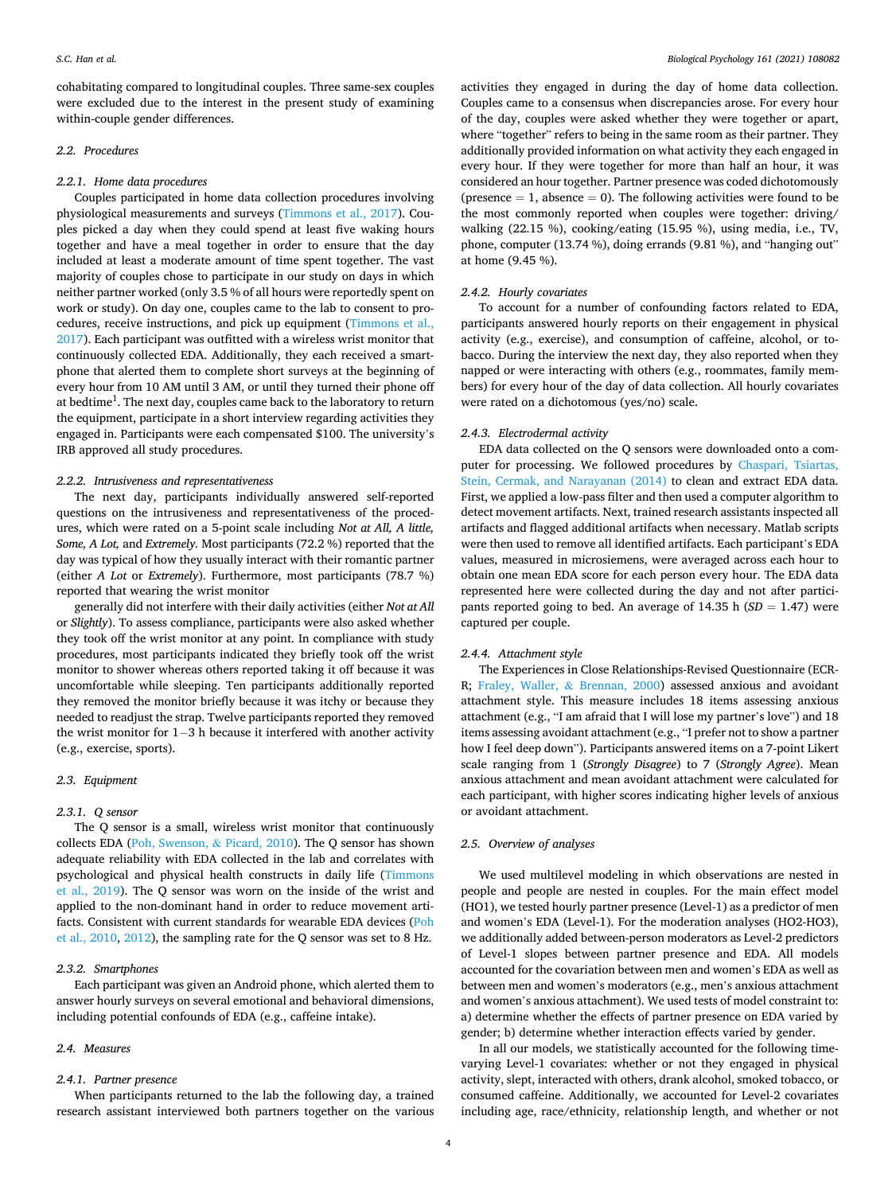cohabitating compared to longitudinal couples. Three same-sex couples were excluded due to the interest in the present study of examining within-couple gender differences.

### 2.2. Procedures

#### 2.2.1. Home data procedures

Couples participated in home data collection procedures involving physiological measurements and surveys (Timmons et al., 2017). Couples picked a day when they could spend at least five waking hours together and have a meal together in order to ensure that the day included at least a moderate amount of time spent together. The vast majority of couples chose to participate in our study on days in which neither partner worked (only 3.5 % of all hours were reportedly spent on work or study). On day one, couples came to the lab to consent to procedures, receive instructions, and pick up equipment (Timmons et al., 2017). Each participant was outfitted with a wireless wrist monitor that continuously collected EDA. Additionally, they each received a smartphone that alerted them to complete short surveys at the beginning of every hour from 10 AM until 3 AM, or until they turned their phone off at bedtime[1]. The next day, couples came back to the laboratory to return the equipment, participate in a short interview regarding activities they engaged in. Participants were each compensated $100. The university's IRB approved all study procedures.

#### 2.2.2. Intrusiveness and representativeness

The next day, participants individually answered self-reported questions on the intrusiveness and representativeness of the procedures, which were rated on a 5-point scale including *Not at All, A little, Some, A Lot,* and *Extremely*. Most participants (72.2 %) reported that the day was typical of how they usually interact with their romantic partner (either *A Lot* or *Extremely*). Furthermore, most participants (78.7 %) reported that wearing the wrist monitor

generally did not interfere with their daily activities (either *Not at All* or *Slightly*). To assess compliance, participants were also asked whether they took off the wrist monitor at any point. In compliance with study procedures, most participants indicated they briefly took off the wrist monitor to shower whereas others reported taking it off because it was uncomfortable while sleeping. Ten participants additionally reported they removed the monitor briefly because it was itchy or because they needed to readjust the strap. Twelve participants reported they removed the wrist monitor for 1−3 h because it interfered with another activity (e.g., exercise, sports).

### 2.3. Equipment

#### 2.3.1. Q sensor

The Q sensor is a small, wireless wrist monitor that continuously collects EDA (Poh, Swenson, & Picard, 2010). The Q sensor has shown adequate reliability with EDA collected in the lab and correlates with psychological and physical health constructs in daily life (Timmons et al., 2019). The Q sensor was worn on the inside of the wrist and applied to the non-dominant hand in order to reduce movement artifacts. Consistent with current standards for wearable EDA devices (Poh et al., 2010, 2012), the sampling rate for the Q sensor was set to 8 Hz.

#### 2.3.2. Smartphones

Each participant was given an Android phone, which alerted them to answer hourly surveys on several emotional and behavioral dimensions, including potential confounds of EDA (e.g., caffeine intake).

### 2.4. Measures

#### 2.4.1. Partner presence

When participants returned to the lab the following day, a trained research assistant interviewed both partners together on the various activities they engaged in during the day of home data collection. Couples came to a consensus when discrepancies arose. For every hour of the day, couples were asked whether they were together or apart, where "together" refers to being in the same room as their partner. They additionally provided information on what activity they each engaged in every hour. If they were together for more than half an hour, it was considered an hour together. Partner presence was coded dichotomously (presence = 1, absence = 0). The following activities were found to be the most commonly reported when couples were together: driving/walking (22.15 %), cooking/eating (15.95 %), using media, i.e., TV, phone, computer (13.74 %), doing errands (9.81 %), and "hanging out" at home (9.45 %).

#### 2.4.2. Hourly covariates

To account for a number of confounding factors related to EDA, participants answered hourly reports on their engagement in physical activity (e.g., exercise), and consumption of caffeine, alcohol, or tobacco. During the interview the next day, they also reported when they napped or were interacting with others (e.g., roommates, family members) for every hour of the day of data collection. All hourly covariates were rated on a dichotomous (yes/no) scale.

#### 2.4.3. Electrodermal activity

EDA data collected on the Q sensors were downloaded onto a computer for processing. We followed procedures by Chaspari, Tsiartas, Stein, Cermak, and Narayanan (2014) to clean and extract EDA data. First, we applied a low-pass filter and then used a computer algorithm to detect movement artifacts. Next, trained research assistants inspected all artifacts and flagged additional artifacts when necessary. Matlab scripts were then used to remove all identified artifacts. Each participant's EDA values, measured in microsiemens, were averaged across each hour to obtain one mean EDA score for each person every hour. The EDA data represented here were collected during the day and not after participants reported going to bed. An average of 14.35 h (*SD* = 1.47) were captured per couple.

#### 2.4.4. Attachment style

The Experiences in Close Relationships-Revised Questionnaire (ECR-R; Fraley, Waller, & Brennan, 2000) assessed anxious and avoidant attachment style. This measure includes 18 items assessing anxious attachment (e.g., "I am afraid that I will lose my partner's love") and 18 items assessing avoidant attachment (e.g., "I prefer not to show a partner how I feel deep down"). Participants answered items on a 7-point Likert scale ranging from 1 (***Strongly** Disagree*) to 7 (***Strongly** Agree*). Mean anxious attachment and mean avoidant attachment were calculated for each participant, with higher scores indicating higher levels of anxious or avoidant attachment.

### 2.5. Overview of analyses

We used multilevel modeling in which observations are nested in people and people are nested in couples. For the main effect model (HO1), we tested hourly partner presence (Level-1) as a predictor of men and women's EDA (Level-1). For the moderation analyses (HO2-HO3), we additionally added between-person moderators as Level-2 predictors of Level-1 slopes between partner presence and EDA. All models accounted for the covariation between men and women's EDA as well as between men and women's moderators (e.g., men's anxious attachment and women's anxious attachment). We used tests of model constraint to: a) determine whether the effects of partner presence on EDA varied by gender; b) determine whether interaction effects varied by gender.

In all our models, we statistically accounted for the following time-varying Level-1 covariates: whether or not they engaged in physical activity, slept, interacted with others, drank alcohol, smoked tobacco, or consumed caffeine. Additionally, we accounted for Level-2 covariates including age, race/ethnicity, relationship length, and whether or not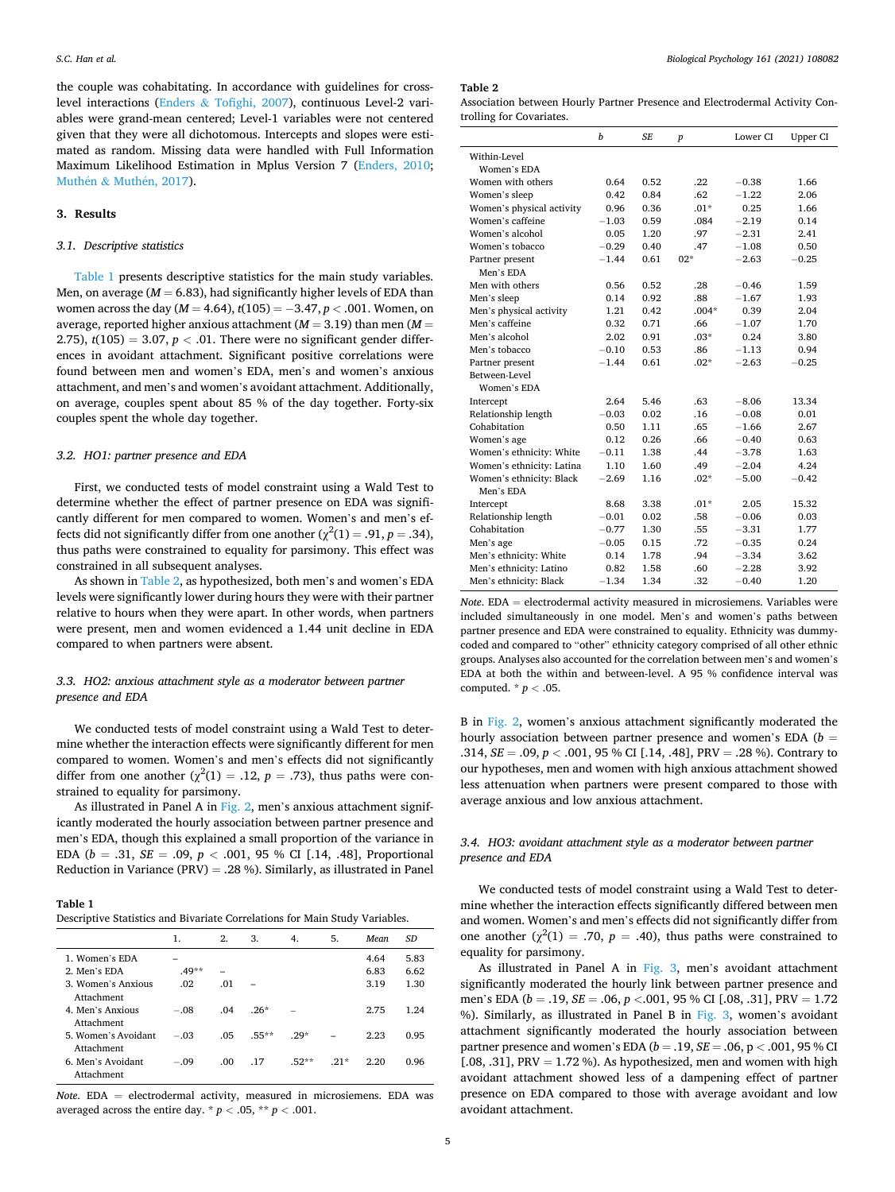the couple was cohabitating. In accordance with guidelines for cross-level interactions (Enders & Tofighi, 2007), continuous Level-2 variables were grand-mean centered; Level-1 variables were not centered given that they were all dichotomous. Intercepts and slopes were estimated as random. Missing data were handled with Full Information Maximum Likelihood Estimation in Mplus Version 7 (Enders, 2010; Muthén & Muthén, 2017).

## 3. Results

### 3.1. Descriptive statistics

Table 1 presents descriptive statistics for the main study variables. Men, on average ($M = 6.83$), had significantly higher levels of EDA than women across the day ($M = 4.64$), $t(105) = -3.47$, $p < .001$. Women, on average, reported higher anxious attachment ($M = 3.19$) than men ($M = 2.75$), $t(105) = 3.07$, $p < .01$. There were no significant gender differences in avoidant attachment. Significant positive correlations were found between men and women's EDA, men's and women's anxious attachment, and men's and women's avoidant attachment. Additionally, on average, couples spent about 85 % of the day together. Forty-six couples spent the whole day together.

### 3.2. HO1: partner presence and EDA

First, we conducted tests of model constraint using a Wald Test to determine whether the effect of partner presence on EDA was significantly different for men compared to women. Women's and men's effects did not significantly differ from one another ($\chi^2(1) = .91$, $p = .34$), thus paths were constrained to equality for parsimony. This effect was constrained in all subsequent analyses.

As shown in Table 2, as hypothesized, both men's and women's EDA levels were significantly lower during hours they were with their partner relative to hours when they were apart. In other words, when partners were present, men and women evidenced a 1.44 unit decline in EDA compared to when partners were absent.

### 3.3. HO2: anxious attachment style as a moderator between partner presence and EDA

We conducted tests of model constraint using a Wald Test to determine whether the interaction effects were significantly different for men compared to women. Women's and men's effects did not significantly differ from one another ($\chi^2(1) = .12$, $p = .73$), thus paths were constrained to equality for parsimony.

As illustrated in Panel A in Fig. 2, men's anxious attachment significantly moderated the hourly association between partner presence and men's EDA, though this explained a small proportion of the variance in EDA ($b = .31$, $SE = .09$, $p < .001$, 95 % CI [.14, .48], Proportional Reduction in Variance (PRV) = .28 %). Similarly, as illustrated in Panel B in Fig. 2, women's anxious attachment significantly moderated the hourly association between partner presence and women's EDA ($b = .314$, $SE = .09$, $p < .001$, 95 % CI [.14, .48], PRV = .28 %). Contrary to our hypotheses, men and women with high anxious attachment showed less attenuation when partners were present compared to those with average anxious and low anxious attachment.

**Table 1**
Descriptive Statistics and Bivariate Correlations for Main Study Variables.

| | 1. | 2. | 3. | 4. | 5. | Mean | SD |
|---|---|---|---|---|---|---|---|
| 1. Women's EDA | – | | | | | 4.64 | 5.83 |
| 2. Men's EDA | .49** | – | | | | 6.83 | 6.62 |
| 3. Women's Anxious Attachment | .02 | .01 | – | | | 3.19 | 1.30 |
| 4. Men's Anxious Attachment | −.08 | .04 | .26* | – | | 2.75 | 1.24 |
| 5. Women's Avoidant Attachment | −.03 | .05 | .55** | .29* | – | 2.23 | 0.95 |
| 6. Men's Avoidant Attachment | −.09 | .00 | .17 | .52** | .21* | 2.20 | 0.96 |

*Note.* EDA = electrodermal activity, measured in microsiemens. EDA was averaged across the entire day. * $p < .05$, ** $p < .001$.

**Table 2**
Association between Hourly Partner Presence and Electrodermal Activity Controlling for Covariates.

| | b | SE | p | Lower CI | Upper CI |
|---|---|---|---|---|---|
| Within-Level | | | | | |
| Women's EDA | | | | | |
| Women with others | 0.64 | 0.52 | .22 | −0.38 | 1.66 |
| Women's sleep | 0.42 | 0.84 | .62 | −1.22 | 2.06 |
| Women's physical activity | 0.96 | 0.36 | .01* | 0.25 | 1.66 |
| Women's caffeine | −1.03 | 0.59 | .084 | −2.19 | 0.14 |
| Women's alcohol | 0.05 | 1.20 | .97 | −2.31 | 2.41 |
| Women's tobacco | −0.29 | 0.40 | .47 | −1.08 | 0.50 |
| Partner present | −1.44 | 0.61 | 02* | −2.63 | −0.25 |
| Men's EDA | | | | | |
| Men with others | 0.56 | 0.52 | .28 | −0.46 | 1.59 |
| Men's sleep | 0.14 | 0.92 | .88 | −1.67 | 1.93 |
| Men's physical activity | 1.21 | 0.42 | .004* | 0.39 | 2.04 |
| Men's caffeine | 0.32 | 0.71 | .66 | −1.07 | 1.70 |
| Men's alcohol | 2.02 | 0.91 | .03* | 0.24 | 3.80 |
| Men's tobacco | −0.10 | 0.53 | .86 | −1.13 | 0.94 |
| Partner present | −1.44 | 0.61 | .02* | −2.63 | −0.25 |
| Between-Level | | | | | |
| Women's EDA | | | | | |
| Intercept | 2.64 | 5.46 | .63 | −8.06 | 13.34 |
| Relationship length | −0.03 | 0.02 | .16 | −0.08 | 0.01 |
| Cohabitation | 0.50 | 1.11 | .65 | −1.66 | 2.67 |
| Women's age | 0.12 | 0.26 | .66 | −0.40 | 0.63 |
| Women's ethnicity: White | −0.11 | 1.38 | .44 | −3.78 | 1.63 |
| Women's ethnicity: Latina | 1.10 | 1.60 | .49 | −2.04 | 4.24 |
| Women's ethnicity: Black | −2.69 | 1.16 | .02* | −5.00 | −0.42 |
| Men's EDA | | | | | |
| Intercept | 8.68 | 3.38 | .01* | 2.05 | 15.32 |
| Relationship length | −0.01 | 0.02 | .58 | −0.06 | 0.03 |
| Cohabitation | −0.77 | 1.30 | .55 | −3.31 | 1.77 |
| Men's age | −0.05 | 0.15 | .72 | −0.35 | 0.24 |
| Men's ethnicity: White | 0.14 | 1.78 | .94 | −3.34 | 3.62 |
| Men's ethnicity: Latino | 0.82 | 1.58 | .60 | −2.28 | 3.92 |
| Men's ethnicity: Black | −1.34 | 1.34 | .32 | −0.40 | 1.20 |

*Note.* EDA = electrodermal activity measured in microsiemens. Variables were included simultaneously in one model. Men's and women's paths between partner presence and EDA were constrained to equality. Ethnicity was dummy-coded and compared to "other" ethnicity category comprised of all other ethnic groups. Analyses also accounted for the correlation between men's and women's EDA at both the within and between-level. A 95 % confidence interval was computed. * $p < .05$.

### 3.4. HO3: avoidant attachment style as a moderator between partner presence and EDA

We conducted tests of model constraint using a Wald Test to determine whether the interaction effects significantly differed between men and women. Women's and men's effects did not significantly differ from one another ($\chi^2(1) = .70$, $p = .40$), thus paths were constrained to equality for parsimony.

As illustrated in Panel A in Fig. 3, men's avoidant attachment significantly moderated the hourly link between partner presence and men's EDA ($b = .19$, $SE = .06$, $p < .001$, 95 % CI [.08, .31], PRV = 1.72 %). Similarly, as illustrated in Panel B in Fig. 3, women's avoidant attachment significantly moderated the hourly association between partner presence and women's EDA ($b = .19$, $SE = .06$, $p < .001$, 95 % CI [.08, .31], PRV = 1.72 %). As hypothesized, men and women with high avoidant attachment showed less of a dampening effect of partner presence on EDA compared to those with average avoidant and low avoidant attachment.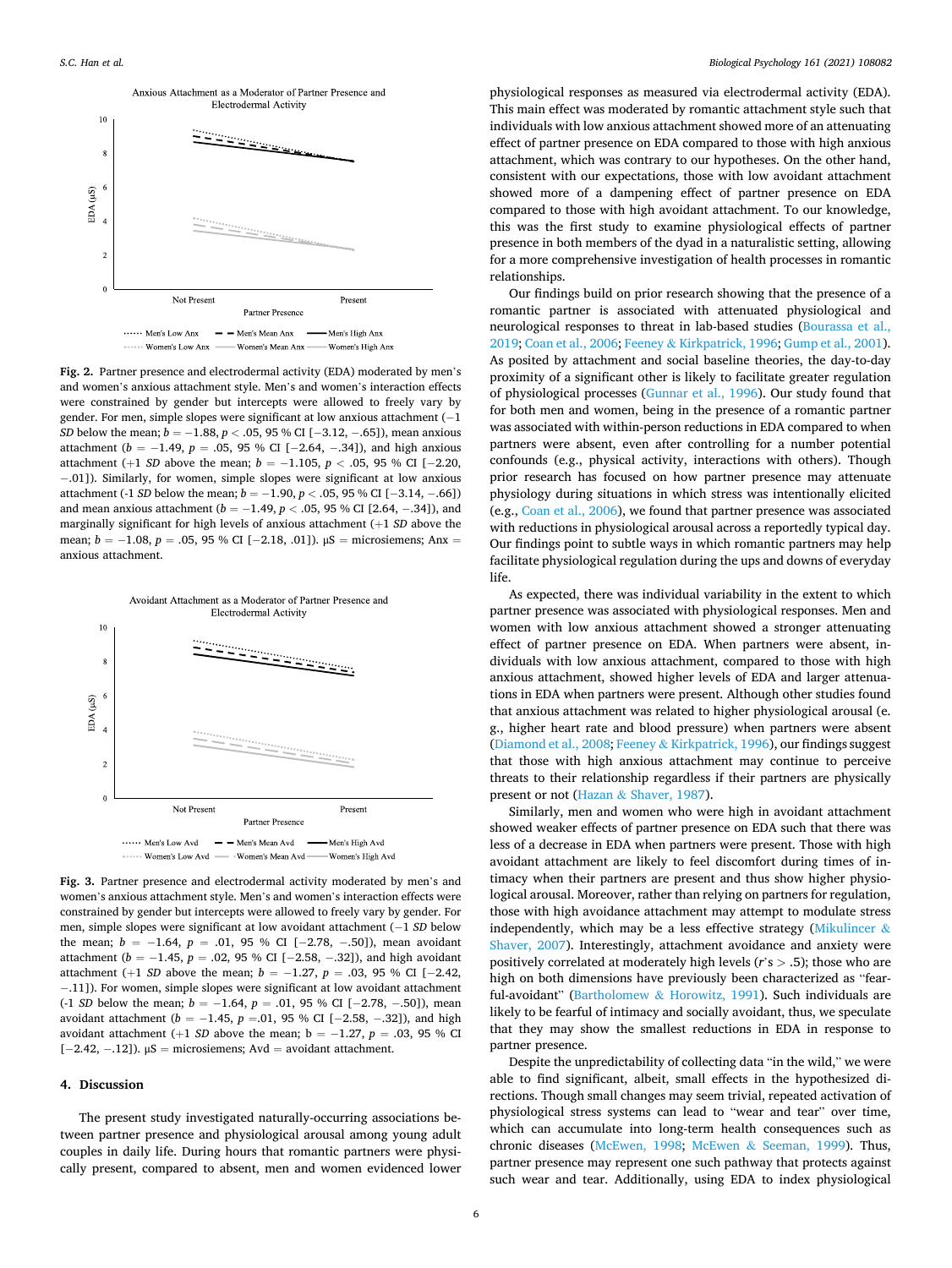Anxious Attachment as a Moderator of Partner Presence and Electrodermal Activity

**Fig. 2.** Partner presence and electrodermal activity (EDA) moderated by men's and women's anxious attachment style. Men's and women's interaction effects were constrained by gender but intercepts were allowed to freely vary by gender. For men, simple slopes were significant at low anxious attachment (−1 *SD* below the mean; $b = -1.88$, $p < .05$, 95 % CI [−3.12, −.65]), mean anxious attachment ($b = -1.49$, $p = .05$, 95 % CI [−2.64, −.34]), and high anxious attachment (+1 *SD* above the mean; $b = -1.105$, $p < .05$, 95 % CI [−2.20, −.01]). Similarly, for women, simple slopes were significant at low anxious attachment (-1 *SD* below the mean; $b = -1.90$, $p < .05$, 95 % CI [−3.14, −.66]) and mean anxious attachment ($b = -1.49$, $p < .05$, 95 % CI [2.64, −.34]), and marginally significant for high levels of anxious attachment (+1 *SD* above the mean; $b = -1.08$, $p = .05$, 95 % CI [−2.18, .01]). μS = microsiemens; Anx = anxious attachment.

Avoidant Attachment as a Moderator of Partner Presence and Electrodermal Activity

**Fig. 3.** Partner presence and electrodermal activity moderated by men's and women's anxious attachment style. Men's and women's interaction effects were constrained by gender but intercepts were allowed to freely vary by gender. For men, simple slopes were significant at low avoidant attachment (−1 *SD* below the mean; $b = -1.64$, $p = .01$, 95 % CI [−2.78, −.50]), mean avoidant attachment ($b = -1.45$, $p = .02$, 95 % CI [−2.58, −.32]), and high avoidant attachment (+1 *SD* above the mean; $b = -1.27$, $p = .03$, 95 % CI [−2.42, −.11]). For women, simple slopes were significant at low avoidant attachment (-1 *SD* below the mean; $b = -1.64$, $p = .01$, 95 % CI [−2.78, −.50]), mean avoidant attachment ($b = -1.45$, $p = .01$, 95 % CI [−2.58, −.32]), and high avoidant attachment (+1 *SD* above the mean; b = −1.27, $p = .03$, 95 % CI [−2.42, −.12]). μS = microsiemens; Avd = avoidant attachment.

## 4. Discussion

The present study investigated naturally-occurring associations between partner presence and physiological arousal among young adult couples in daily life. During hours that romantic partners were physically present, compared to absent, men and women evidenced lower physiological responses as measured via electrodermal activity (EDA). This main effect was moderated by romantic attachment style such that individuals with low anxious attachment showed more of an attenuating effect of partner presence on EDA compared to those with high anxious attachment, which was contrary to our hypotheses. On the other hand, consistent with our expectations, those with low avoidant attachment showed more of a dampening effect of partner presence on EDA compared to those with high avoidant attachment. To our knowledge, this was the first study to examine physiological effects of partner presence in both members of the dyad in a naturalistic setting, allowing for a more comprehensive investigation of health processes in romantic relationships.

Our findings build on prior research showing that the presence of a romantic partner is associated with attenuated physiological and neurological responses to threat in lab-based studies (Bourassa et al., 2019; Coan et al., 2006; Feeney & Kirkpatrick, 1996; Gump et al., 2001). As posited by attachment and social baseline theories, the day-to-day proximity of a significant other is likely to facilitate greater regulation of physiological processes (Gunnar et al., 1996). Our study found that for both men and women, being in the presence of a romantic partner was associated with within-person reductions in EDA compared to when partners were absent, even after controlling for a number potential confounds (e.g., physical activity, interactions with others). Though prior research has focused on how partner presence may attenuate physiology during situations in which stress was intentionally elicited (e.g., Coan et al., 2006), we found that partner presence was associated with reductions in physiological arousal across a reportedly typical day. Our findings point to subtle ways in which romantic partners may help facilitate physiological regulation during the ups and downs of everyday life.

As expected, there was individual variability in the extent to which partner presence was associated with physiological responses. Men and women with low anxious attachment showed a stronger attenuating effect of partner presence on EDA. When partners were absent, individuals with low anxious attachment, compared to those with high anxious attachment, showed higher levels of EDA and larger attenuations in EDA when partners were present. Although other studies found that anxious attachment was related to higher physiological arousal (e.g., higher heart rate and blood pressure) when partners were absent (Diamond et al., 2008; Feeney & Kirkpatrick, 1996), our findings suggest that those with high anxious attachment may continue to perceive threats to their relationship regardless if their partners are physically present or not (Hazan & Shaver, 1987).

Similarly, men and women who were high in avoidant attachment showed weaker effects of partner presence on EDA such that there was less of a decrease in EDA when partners were present. Those with high avoidant attachment are likely to feel discomfort during times of intimacy when their partners are present and thus show higher physiological arousal. Moreover, rather than relying on partners for regulation, those with high avoidance attachment may attempt to modulate stress independently, which may be a less effective strategy (Mikulincer & Shaver, 2007). Interestingly, attachment avoidance and anxiety were positively correlated at moderately high levels ($r$'s > .5); those who are high on both dimensions have previously been characterized as "fearful-avoidant" (Bartholomew & Horowitz, 1991). Such individuals are likely to be fearful of intimacy and socially avoidant, thus, we speculate that they may show the smallest reductions in EDA in response to partner presence.

Despite the unpredictability of collecting data "in the wild," we were able to find significant, albeit, small effects in the hypothesized directions. Though small changes may seem trivial, repeated activation of physiological stress systems can lead to "wear and tear" over time, which can accumulate into long-term health consequences such as chronic diseases (McEwen, 1998; McEwen & Seeman, 1999). Thus, partner presence may represent one such pathway that protects against such wear and tear. Additionally, using EDA to index physiological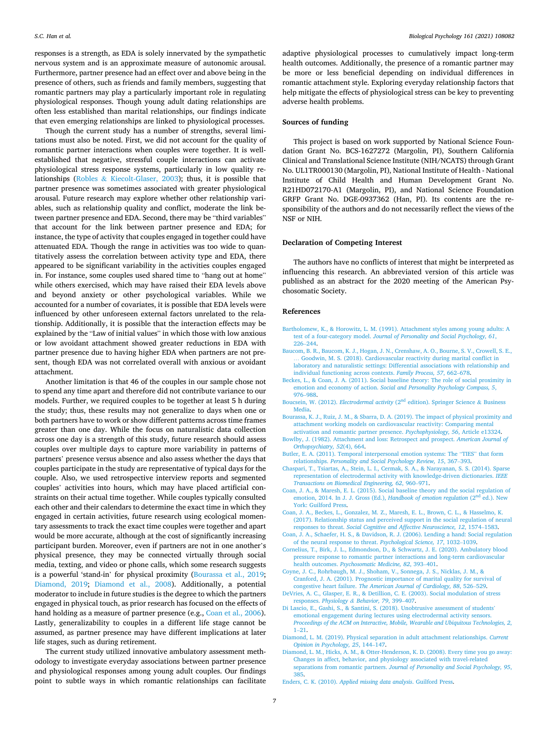responses is a strength, as EDA is solely innervated by the sympathetic nervous system and is an approximate measure of autonomic arousal. Furthermore, partner presence had an effect over and above being in the presence of others, such as friends and family members, suggesting that romantic partners may play a particularly important role in regulating physiological responses. Though young adult dating relationships are often less established than marital relationships, our findings indicate that even emerging relationships are linked to physiological processes.

Though the current study has a number of strengths, several limitations must also be noted. First, we did not account for the quality of romantic partner interactions when couples were together. It is well-established that negative, stressful couple interactions can activate physiological stress response systems, particularly in low quality relationships (Robles & Kiecolt-Glaser, 2003); thus, it is possible that partner presence was sometimes associated with greater physiological arousal. Future research may explore whether other relationship variables, such as relationship quality and conflict, moderate the link between partner presence and EDA. Second, there may be "third variables" that account for the link between partner presence and EDA; for instance, the type of activity that couples engaged in together could have attenuated EDA. Though the range in activities was too wide to quantitatively assess the correlation between activity type and EDA, there appeared to be significant variability in the activities couples engaged in. For instance, some couples used shared time to "hang out at home" while others exercised, which may have raised their EDA levels above and beyond anxiety or other psychological variables. While we accounted for a number of covariates, it is possible that EDA levels were influenced by other unforeseen external factors unrelated to the relationship. Additionally, it is possible that the interaction effects may be explained by the "Law of initial values" in which those with low anxious or low avoidant attachment showed greater reductions in EDA with partner presence due to having higher EDA when partners are not present, though EDA was not correlated overall with anxious or avoidant attachment.

Another limitation is that 46 of the couples in our sample chose not to spend any time apart and therefore did not contribute variance to our models. Further, we required couples to be together at least 5 h during the study; thus, these results may not generalize to days when one or both partners have to work or show different patterns across time frames greater than one day. While the focus on naturalistic data collection across one day is a strength of this study, future research should assess couples over multiple days to capture more variability in patterns of partners' presence versus absence and also assess whether the days that couples participate in the study are representative of typical days for the couple. Also, we used retrospective interview reports and segmented couples' activities into hours, which may have placed artificial constraints on their actual time together. While couples typically consulted each other and their calendars to determine the exact time in which they engaged in certain activities, future research using ecological momentary assessments to track the exact time couples were together and apart would be more accurate, although at the cost of significantly increasing participant burden. Moreover, even if partners are not in one another's physical presence, they may be connected virtually through social media, texting, and video or phone calls, which some research suggests is a powerful 'stand-in' for physical proximity (Bourassa et al., 2019; Diamond, 2019; Diamond et al., 2008). Additionally, a potential moderator to include in future studies is the degree to which the partners engaged in physical touch, as prior research has focused on the effects of hand holding as a measure of partner presence (e.g., Coan et al., 2006). Lastly, generalizability to couples in a different life stage cannot be assumed, as partner presence may have different implications at later life stages, such as during retirement.

The current study utilized innovative ambulatory assessment methodology to investigate everyday associations between partner presence and physiological responses among young adult couples. Our findings point to subtle ways in which romantic relationships can facilitate adaptive physiological processes to cumulatively impact long-term health outcomes. Additionally, the presence of a romantic partner may be more or less beneficial depending on individual differences in romantic attachment style. Exploring everyday relationship factors that help mitigate the effects of physiological stress can be key to preventing adverse health problems.

## Sources of funding

This project is based on work supported by National Science Foundation Grant No. BCS-1627272 (Margolin, PI), Southern California Clinical and Translational Science Institute (NIH/NCATS) through Grant No. UL1TR000130 (Margolin, PI), National Institute of Health - National Institute of Child Health and Human Development Grant No. R21HD072170-A1 (Margolin, PI), and National Science Foundation GRFP Grant No. DGE-0937362 (Han, PI). Its contents are the responsibility of the authors and do not necessarily reflect the views of the NSF or NIH.

## Declaration of Competing Interest

The authors have no conflicts of interest that might be interpreted as influencing this research. An abbreviated version of this article was published as an abstract for the 2020 meeting of the American Psychosomatic Society.

## References

Bartholomew, K., & Horowitz, L. M. (1991). Attachment styles among young adults: A test of a four-category model. *Journal of Personality and Social Psychology, 61*, 226–244.

Baucom, B. R., Baucom, K. J., Hogan, J. N., Crenshaw, A. O., Bourne, S. V., Crowell, S. E., … Goodwin, M. S. (2018). Cardiovascular reactivity during marital conflict in laboratory and naturalistic settings: Differential associations with relationship and individual functioning across contexts. *Family Process, 57*, 662–678.

Beckes, L., & Coan, J. A. (2011). Social baseline theory: The role of social proximity in emotion and economy of action. *Social and Personality Psychology Compass, 5*, 976–988.

Boucsein, W. (2012). *Electrodermal activity* (2nd edition). Springer Science & Business Media.

Bourassa, K. J., Ruiz, J. M., & Sbarra, D. A. (2019). The impact of physical proximity and attachment working models on cardiovascular reactivity: Comparing mental activation and romantic partner presence. *Psychophysiology, 56*, Article e13324.

Bowlby, J. (1982). Attachment and loss: Retrospect and prospect. *American Journal of Orthopsychiatry, 52*(4), 664.

Butler, E. A. (2011). Temporal interpersonal emotion systems: The "TIES" that form relationships. *Personality and Social Psychology Review, 15*, 367–393.

Chaspari, T., Tsiartas, A., Stein, L. I., Cermak, S. A., & Narayanan, S. S. (2014). Sparse representation of electrodermal activity with knowledge-driven dictionaries. *IEEE Transactions on Biomedical Engineering, 62*, 960–971.

Coan, J. A., & Maresh, E. L. (2015). Social baseline theory and the social regulation of emotion, 2014. In J. J. Gross (Ed.), *Handbook of emotion regulation* (2nd ed.). New York: Guilford Press.

Coan, J. A., Beckes, L., Gonzalez, M. Z., Maresh, E. L., Brown, C. L., & Hasselmo, K. (2017). Relationship status and perceived support in the social regulation of neural responses to threat. *Social Cognitive and Affective Neuroscience, 12*, 1574–1583.

Coan, J. A., Schaefer, H. S., & Davidson, R. J. (2006). Lending a hand: Social regulation of the neural response to threat. *Psychological Science, 17*, 1032–1039.

Cornelius, T., Birk, J. L., Edmondson, D., & Schwartz, J. E. (2020). Ambulatory blood pressure response to romantic partner interactions and long-term cardiovascular health outcomes. *Psychosomatic Medicine, 82*, 393–401.

Coyne, J. C., Rohrbaugh, M. J., Shoham, V., Sonnega, J. S., Nicklas, J. M., & Cranford, J. A. (2001). Prognostic importance of marital quality for survival of congestive heart failure. *The American Journal of Cardiology, 88*, 526–529.

DeVries, A. C., Glasper, E. R., & Detillion, C. E. (2003). Social modulation of stress responses. *Physiology & Behavior, 79*, 399–407.

Di Lascio, E., Gashi, S., & Santini, S. (2018). Unobtrusive assessment of students' emotional engagement during lectures using electrodermal activity sensors. *Proceedings of the ACM on Interactive, Mobile, Wearable and Ubiquitous Technologies, 2*, 1–21.

Diamond, L. M. (2019). Physical separation in adult attachment relationships. *Current Opinion in Psychology, 25*, 144–147.

Diamond, L. M., Hicks, A. M., & Otter-Henderson, K. D. (2008). Every time you go away: Changes in affect, behavior, and physiology associated with travel-related separations from romantic partners. *Journal of Personality and Social Psychology, 95*, 385.

Enders, C. K. (2010). *Applied missing data analysis.* Guilford Press.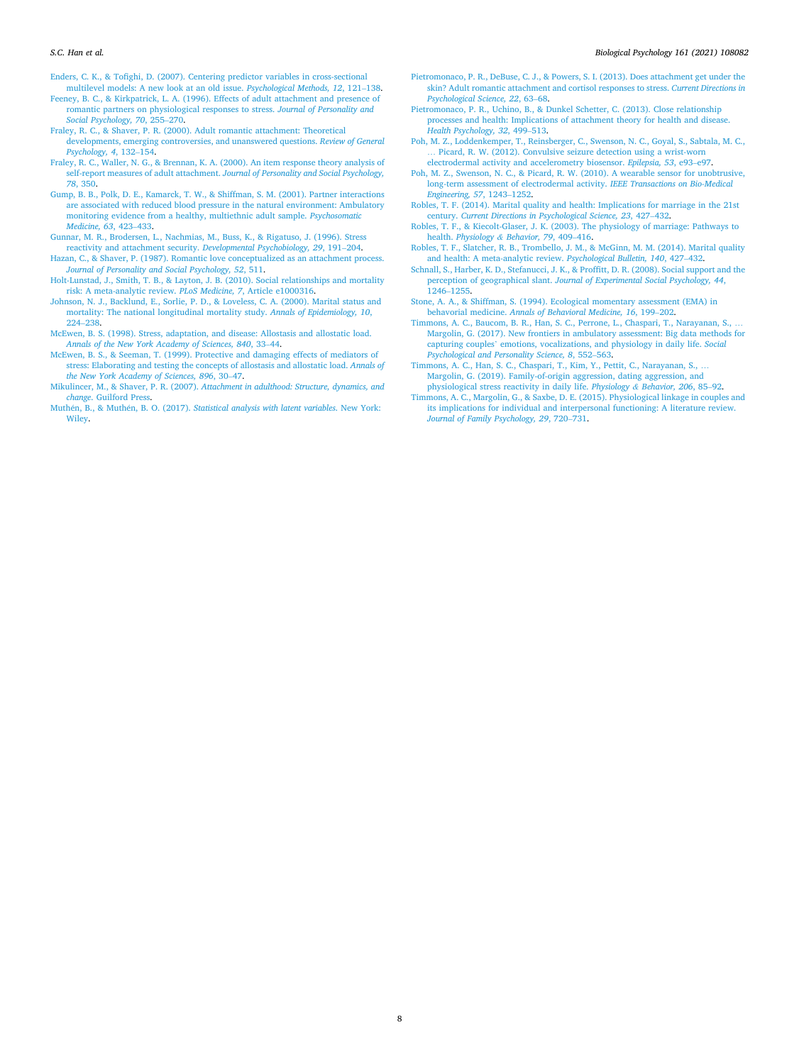Enders, C. K., & Tofighi, D. (2007). Centering predictor variables in cross-sectional multilevel models: A new look at an old issue. *Psychological Methods, 12*, 121–138.

Feeney, B. C., & Kirkpatrick, L. A. (1996). Effects of adult attachment and presence of romantic partners on physiological responses to stress. *Journal of Personality and Social Psychology, 70*, 255–270.

Fraley, R. C., & Shaver, P. R. (2000). Adult romantic attachment: Theoretical developments, emerging controversies, and unanswered questions. *Review of General Psychology, 4*, 132–154.

Fraley, R. C., Waller, N. G., & Brennan, K. A. (2000). An item response theory analysis of self-report measures of adult attachment. *Journal of Personality and Social Psychology, 78*, 350.

Gump, B. B., Polk, D. E., Kamarck, T. W., & Shiffman, S. M. (2001). Partner interactions are associated with reduced blood pressure in the natural environment: Ambulatory monitoring evidence from a healthy, multiethnic adult sample. *Psychosomatic Medicine, 63*, 423–433.

Gunnar, M. R., Brodersen, L., Nachmias, M., Buss, K., & Rigatuso, J. (1996). Stress reactivity and attachment security. *Developmental Psychobiology, 29*, 191–204.

Hazan, C., & Shaver, P. (1987). Romantic love conceptualized as an attachment process. *Journal of Personality and Social Psychology, 52*, 511.

Holt-Lunstad, J., Smith, T. B., & Layton, J. B. (2010). Social relationships and mortality risk: A meta-analytic review. *PLoS Medicine, 7*, Article e1000316.

Johnson, N. J., Backlund, E., Sorlie, P. D., & Loveless, C. A. (2000). Marital status and mortality: The national longitudinal mortality study. *Annals of Epidemiology, 10*, 224–238.

McEwen, B. S. (1998). Stress, adaptation, and disease: Allostasis and allostatic load. *Annals of the New York Academy of Sciences, 840*, 33–44.

McEwen, B. S., & Seeman, T. (1999). Protective and damaging effects of mediators of stress: Elaborating and testing the concepts of allostasis and allostatic load. *Annals of the New York Academy of Sciences, 896*, 30–47.

Mikulincer, M., & Shaver, P. R. (2007). *Attachment in adulthood: Structure, dynamics, and change*. Guilford Press.

Muthén, B., & Muthén, B. O. (2017). *Statistical analysis with latent variables*. New York: Wiley.

Pietromonaco, P. R., DeBuse, C. J., & Powers, S. I. (2013). Does attachment get under the skin? Adult romantic attachment and cortisol responses to stress. *Current Directions in Psychological Science, 22*, 63–68.

Pietromonaco, P. R., Uchino, B., & Dunkel Schetter, C. (2013). Close relationship processes and health: Implications of attachment theory for health and disease. *Health Psychology, 32*, 499–513.

Poh, M. Z., Loddenkemper, T., Reinsberger, C., Swenson, N. C., Goyal, S., Sabtala, M. C., … Picard, R. W. (2012). Convulsive seizure detection using a wrist-worn electrodermal activity and accelerometry biosensor. *Epilepsia, 53*, e93–e97.

Poh, M. Z., Swenson, N. C., & Picard, R. W. (2010). A wearable sensor for unobtrusive, long-term assessment of electrodermal activity. *IEEE Transactions on Bio-Medical Engineering, 57*, 1243–1252.

Robles, T. F. (2014). Marital quality and health: Implications for marriage in the 21st century. *Current Directions in Psychological Science, 23*, 427–432.

Robles, T. F., & Kiecolt-Glaser, J. K. (2003). The physiology of marriage: Pathways to health. *Physiology & Behavior, 79*, 409–416.

Robles, T. F., Slatcher, R. B., Trombello, J. M., & McGinn, M. M. (2014). Marital quality and health: A meta-analytic review. *Psychological Bulletin, 140*, 427–432.

Schnall, S., Harber, K. D., Stefanucci, J. K., & Proffitt, D. R. (2008). Social support and the perception of geographical slant. *Journal of Experimental Social Psychology, 44*, 1246–1255.

Stone, A. A., & Shiffman, S. (1994). Ecological momentary assessment (EMA) in behavorial medicine. *Annals of Behavioral Medicine, 16*, 199–202.

Timmons, A. C., Baucom, B. R., Han, S. C., Perrone, L., Chaspari, T., Narayanan, S., … Margolin, G. (2017). New frontiers in ambulatory assessment: Big data methods for capturing couples' emotions, vocalizations, and physiology in daily life. *Social Psychological and Personality Science, 8*, 552–563.

Timmons, A. C., Han, S. C., Chaspari, T., Kim, Y., Pettit, C., Narayanan, S., … Margolin, G. (2019). Family-of-origin aggression, dating aggression, and physiological stress reactivity in daily life. *Physiology & Behavior, 206*, 85–92.

Timmons, A. C., Margolin, G., & Saxbe, D. E. (2015). Physiological linkage in couples and its implications for individual and interpersonal functioning: A literature review. *Journal of Family Psychology, 29*, 720–731.